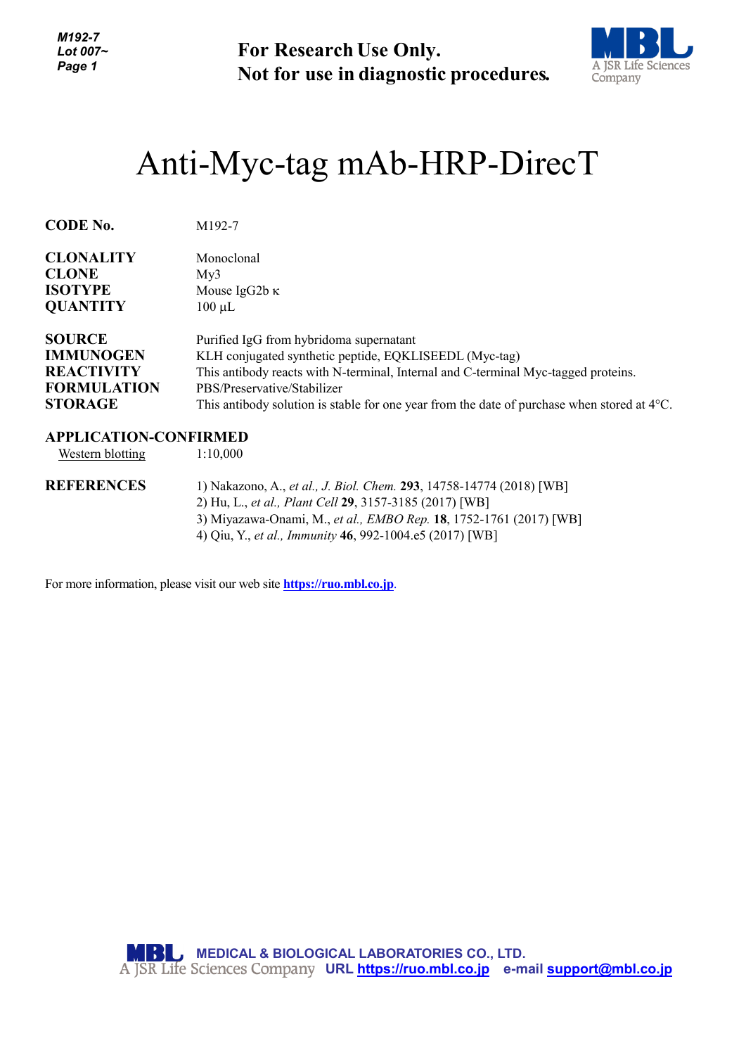**For Research Use Only.**
**Not for use in diagnostic procedures.**

# Anti-Myc-tag mAb-HRP-DirecT

**CODE No.** M192-7

**CLONALITY** Monoclonal
**CLONE** My3
**ISOTYPE** Mouse IgG2b κ
**QUANTITY** 100 µL

**SOURCE** Purified IgG from hybridoma supernatant
**IMMUNOGEN** KLH conjugated synthetic peptide, EQKLISEEDL (Myc-tag)
**REACTIVITY** This antibody reacts with N-terminal, Internal and C-terminal Myc-tagged proteins.
**FORMULATION** PBS/Preservative/Stabilizer
**STORAGE** This antibody solution is stable for one year from the date of purchase when stored at 4°C.

**APPLICATION-CONFIRMED**

Western blotting 1:10,000

**REFERENCES**

1) Nakazono, A., *et al., J. Biol. Chem.* **293**, 14758-14774 (2018) [WB]
2) Hu, L., *et al., Plant Cell* **29**, 3157-3185 (2017) [WB]
3) Miyazawa-Onami, M., *et al., EMBO Rep.* **18**, 1752-1761 (2017) [WB]
4) Qiu, Y., *et al., Immunity* **46**, 992-1004.e5 (2017) [WB]

For more information, please visit our web site **https://ruo.mbl.co.jp**.

MEDICAL & BIOLOGICAL LABORATORIES CO., LTD.
A JSR Life Sciences Company URL https://ruo.mbl.co.jp e-mail support@mbl.co.jp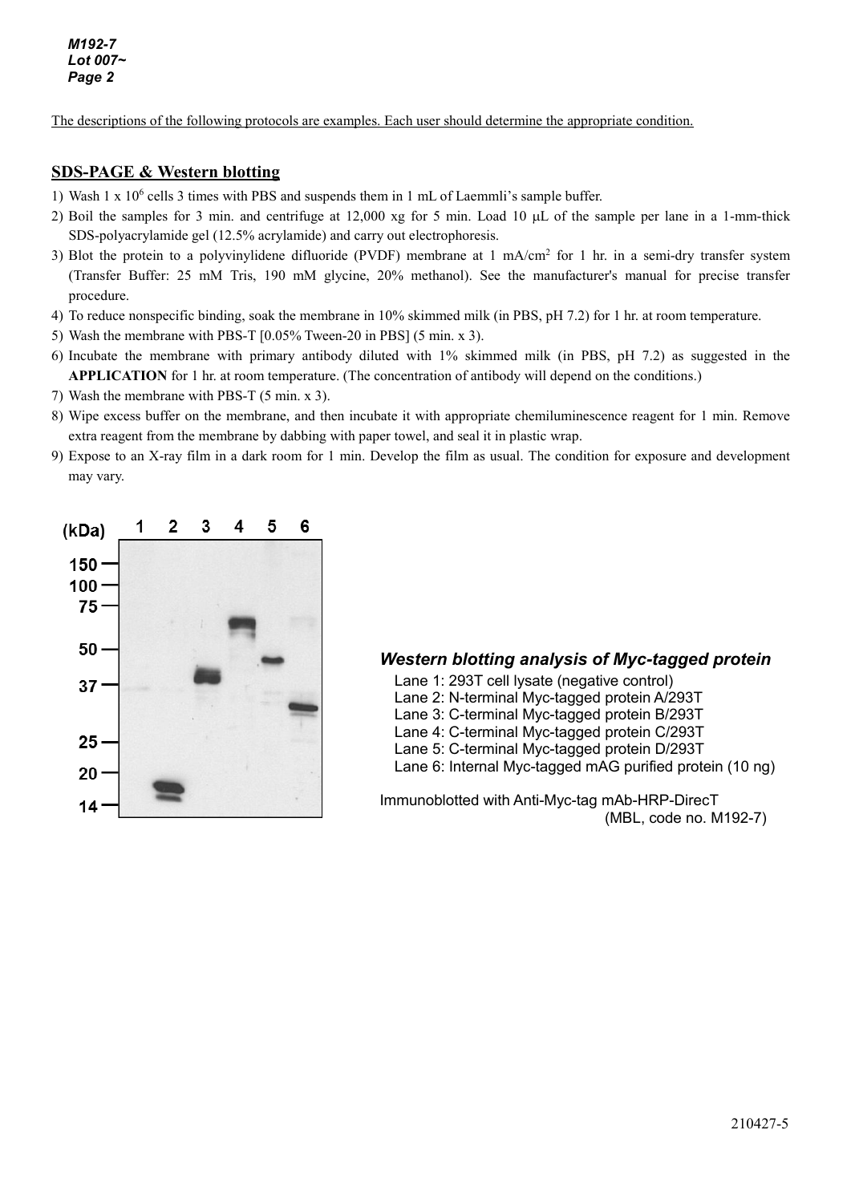The descriptions of the following protocols are examples. Each user should determine the appropriate condition.

## SDS-PAGE & Western blotting

1) Wash 1 x $10^6$ cells 3 times with PBS and suspends them in 1 mL of Laemmli's sample buffer.
2) Boil the samples for 3 min. and centrifuge at 12,000 xg for 5 min. Load 10 μL of the sample per lane in a 1-mm-thick SDS-polyacrylamide gel (12.5% acrylamide) and carry out electrophoresis.
3) Blot the protein to a polyvinylidene difluoride (PVDF) membrane at 1 mA/$cm^2$ for 1 hr. in a semi-dry transfer system (Transfer Buffer: 25 mM Tris, 190 mM glycine, 20% methanol). See the manufacturer's manual for precise transfer procedure.
4) To reduce nonspecific binding, soak the membrane in 10% skimmed milk (in PBS, pH 7.2) for 1 hr. at room temperature.
5) Wash the membrane with PBS-T [0.05% Tween-20 in PBS] (5 min. x 3).
6) Incubate the membrane with primary antibody diluted with 1% skimmed milk (in PBS, pH 7.2) as suggested in the **APPLICATION** for 1 hr. at room temperature. (The concentration of antibody will depend on the conditions.)
7) Wash the membrane with PBS-T (5 min. x 3).
8) Wipe excess buffer on the membrane, and then incubate it with appropriate chemiluminescence reagent for 1 min. Remove extra reagent from the membrane by dabbing with paper towel, and seal it in plastic wrap.
9) Expose to an X-ray film in a dark room for 1 min. Develop the film as usual. The condition for exposure and development may vary.

(kDa)
1 2 3 4 5 6
150
100
75
50
37
25
20
14

***Western blotting analysis of Myc-tagged protein***

Lane 1: 293T cell lysate (negative control)
Lane 2: N-terminal Myc-tagged protein A/293T
Lane 3: C-terminal Myc-tagged protein B/293T
Lane 4: C-terminal Myc-tagged protein C/293T
Lane 5: C-terminal Myc-tagged protein D/293T
Lane 6: Internal Myc-tagged mAG purified protein (10 ng)

Immunoblotted with Anti-Myc-tag mAb-HRP-DirecT (MBL, code no. M192-7)